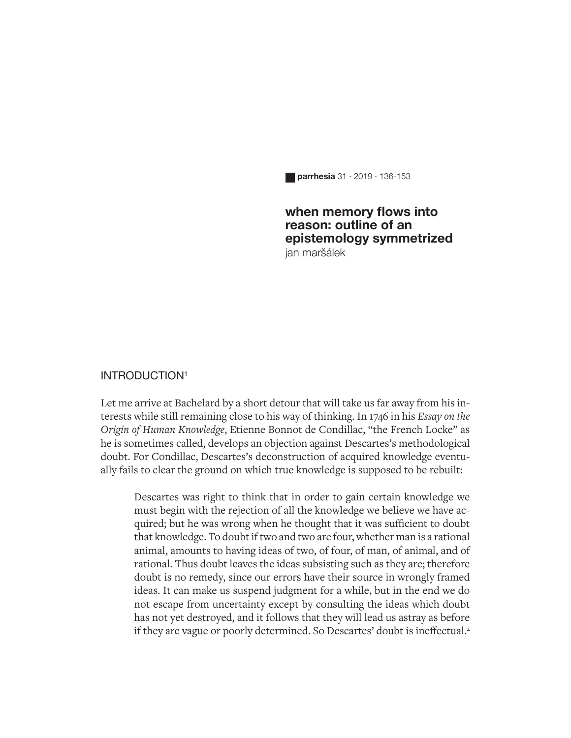# when memory flows into reason: outline of an epistemology symmetrized

jan maršálek

## INTRODUCTION[1]

Let me arrive at Bachelard by a short detour that will take us far away from his interests while still remaining close to his way of thinking. In 1746 in his *Essay on the Origin of Human Knowledge*, Etienne Bonnot de Condillac, "the French Locke" as he is sometimes called, develops an objection against Descartes's methodological doubt. For Condillac, Descartes's deconstruction of acquired knowledge eventually fails to clear the ground on which true knowledge is supposed to be rebuilt:

> Descartes was right to think that in order to gain certain knowledge we must begin with the rejection of all the knowledge we believe we have acquired; but he was wrong when he thought that it was sufficient to doubt that knowledge. To doubt if two and two are four, whether man is a rational animal, amounts to having ideas of two, of four, of man, of animal, and of rational. Thus doubt leaves the ideas subsisting such as they are; therefore doubt is no remedy, since our errors have their source in wrongly framed ideas. It can make us suspend judgment for a while, but in the end we do not escape from uncertainty except by consulting the ideas which doubt has not yet destroyed, and it follows that they will lead us astray as before if they are vague or poorly determined. So Descartes' doubt is ineffectual.[2]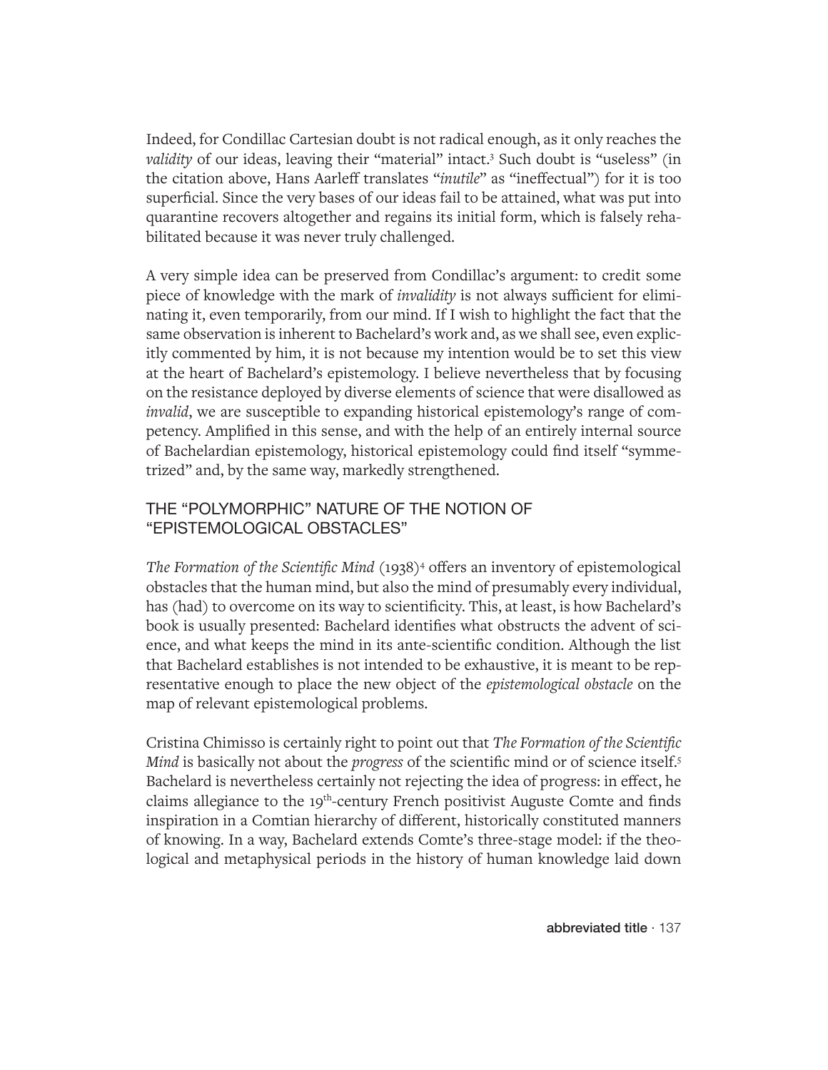Indeed, for Condillac Cartesian doubt is not radical enough, as it only reaches the *validity* of our ideas, leaving their "material" intact.[3] Such doubt is "useless" (in the citation above, Hans Aarleff translates "*inutile*" as "ineffectual") for it is too superficial. Since the very bases of our ideas fail to be attained, what was put into quarantine recovers altogether and regains its initial form, which is falsely rehabilitated because it was never truly challenged.

A very simple idea can be preserved from Condillac's argument: to credit some piece of knowledge with the mark of *invalidity* is not always sufficient for eliminating it, even temporarily, from our mind. If I wish to highlight the fact that the same observation is inherent to Bachelard's work and, as we shall see, even explicitly commented by him, it is not because my intention would be to set this view at the heart of Bachelard's epistemology. I believe nevertheless that by focusing on the resistance deployed by diverse elements of science that were disallowed as *invalid*, we are susceptible to expanding historical epistemology's range of competency. Amplified in this sense, and with the help of an entirely internal source of Bachelardian epistemology, historical epistemology could find itself "symmetrized" and, by the same way, markedly strengthened.

## THE "POLYMORPHIC" NATURE OF THE NOTION OF "EPISTEMOLOGICAL OBSTACLES"

*The Formation of the Scientific Mind* (1938)[4] offers an inventory of epistemological obstacles that the human mind, but also the mind of presumably every individual, has (had) to overcome on its way to scientificity. This, at least, is how Bachelard's book is usually presented: Bachelard identifies what obstructs the advent of science, and what keeps the mind in its ante-scientific condition. Although the list that Bachelard establishes is not intended to be exhaustive, it is meant to be representative enough to place the new object of the *epistemological obstacle* on the map of relevant epistemological problems.

Cristina Chimisso is certainly right to point out that *The Formation of the Scientific Mind* is basically not about the *progress* of the scientific mind or of science itself.[5] Bachelard is nevertheless certainly not rejecting the idea of progress: in effect, he claims allegiance to the 19th-century French positivist Auguste Comte and finds inspiration in a Comtian hierarchy of different, historically constituted manners of knowing. In a way, Bachelard extends Comte's three-stage model: if the theological and metaphysical periods in the history of human knowledge laid down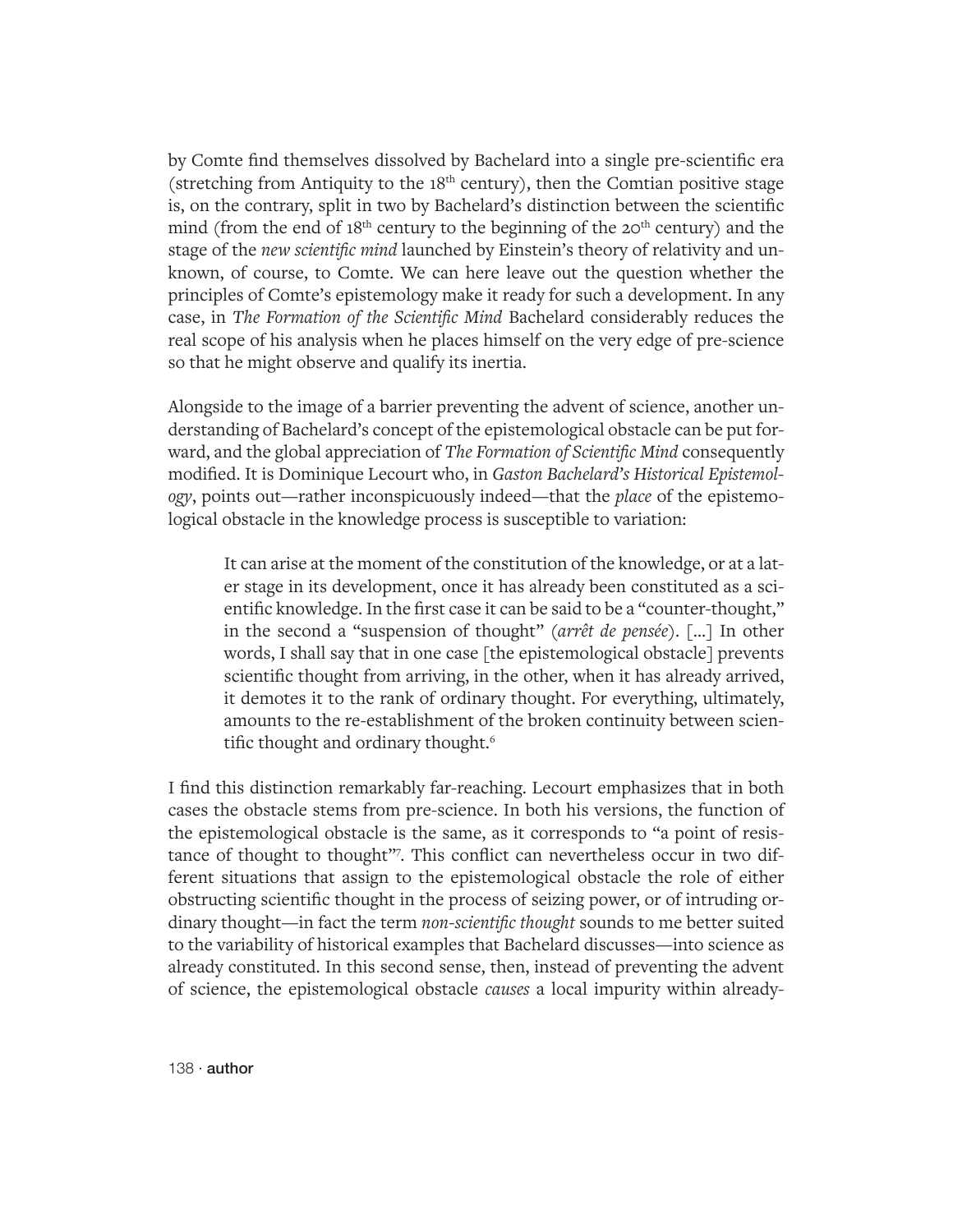by Comte find themselves dissolved by Bachelard into a single pre-scientific era (stretching from Antiquity to the 18th century), then the Comtian positive stage is, on the contrary, split in two by Bachelard's distinction between the scientific mind (from the end of 18th century to the beginning of the 20th century) and the stage of the *new scientific mind* launched by Einstein's theory of relativity and unknown, of course, to Comte. We can here leave out the question whether the principles of Comte's epistemology make it ready for such a development. In any case, in *The Formation of the Scientific Mind* Bachelard considerably reduces the real scope of his analysis when he places himself on the very edge of pre-science so that he might observe and qualify its inertia.

Alongside to the image of a barrier preventing the advent of science, another understanding of Bachelard's concept of the epistemological obstacle can be put forward, and the global appreciation of *The Formation of Scientific Mind* consequently modified. It is Dominique Lecourt who, in *Gaston Bachelard's Historical Epistemology*, points out—rather inconspicuously indeed—that the *place* of the epistemological obstacle in the knowledge process is susceptible to variation:

> It can arise at the moment of the constitution of the knowledge, or at a later stage in its development, once it has already been constituted as a scientific knowledge. In the first case it can be said to be a "counter-thought," in the second a "suspension of thought" (*arrêt de pensée*). [...] In other words, I shall say that in one case [the epistemological obstacle] prevents scientific thought from arriving, in the other, when it has already arrived, it demotes it to the rank of ordinary thought. For everything, ultimately, amounts to the re-establishment of the broken continuity between scientific thought and ordinary thought.[6]

I find this distinction remarkably far-reaching. Lecourt emphasizes that in both cases the obstacle stems from pre-science. In both his versions, the function of the epistemological obstacle is the same, as it corresponds to "a point of resistance of thought to thought"[7]. This conflict can nevertheless occur in two different situations that assign to the epistemological obstacle the role of either obstructing scientific thought in the process of seizing power, or of intruding ordinary thought—in fact the term *non-scientific thought* sounds to me better suited to the variability of historical examples that Bachelard discusses—into science as already constituted. In this second sense, then, instead of preventing the advent of science, the epistemological obstacle *causes* a local impurity within already-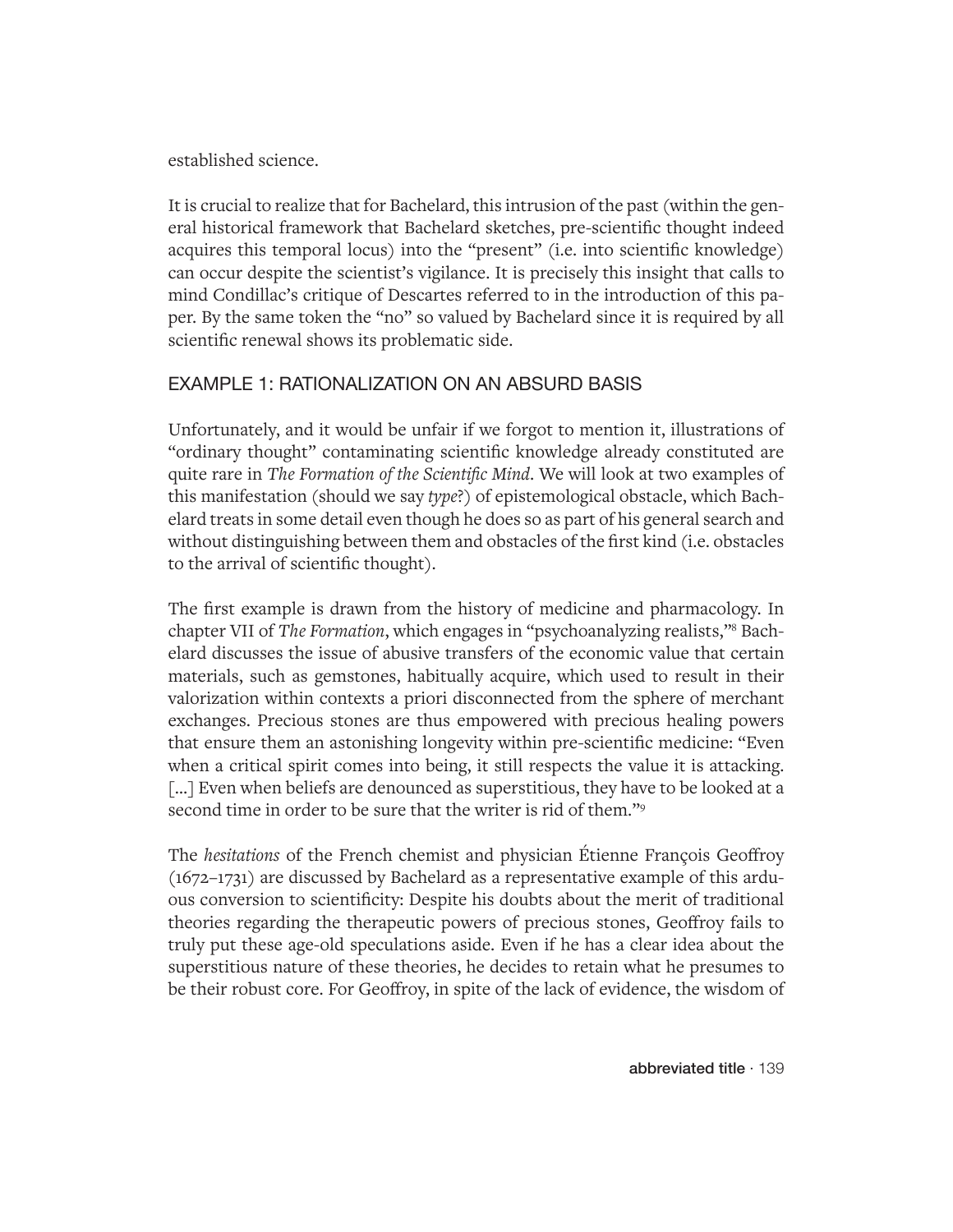established science.

It is crucial to realize that for Bachelard, this intrusion of the past (within the general historical framework that Bachelard sketches, pre-scientific thought indeed acquires this temporal locus) into the "present" (i.e. into scientific knowledge) can occur despite the scientist's vigilance. It is precisely this insight that calls to mind Condillac's critique of Descartes referred to in the introduction of this paper. By the same token the "no" so valued by Bachelard since it is required by all scientific renewal shows its problematic side.

## EXAMPLE 1: RATIONALIZATION ON AN ABSURD BASIS

Unfortunately, and it would be unfair if we forgot to mention it, illustrations of "ordinary thought" contaminating scientific knowledge already constituted are quite rare in *The Formation of the Scientific Mind*. We will look at two examples of this manifestation (should we say *type*?) of epistemological obstacle, which Bachelard treats in some detail even though he does so as part of his general search and without distinguishing between them and obstacles of the first kind (i.e. obstacles to the arrival of scientific thought).

The first example is drawn from the history of medicine and pharmacology. In chapter VII of *The Formation*, which engages in "psychoanalyzing realists,"[8] Bachelard discusses the issue of abusive transfers of the economic value that certain materials, such as gemstones, habitually acquire, which used to result in their valorization within contexts a priori disconnected from the sphere of merchant exchanges. Precious stones are thus empowered with precious healing powers that ensure them an astonishing longevity within pre-scientific medicine: "Even when a critical spirit comes into being, it still respects the value it is attacking. [...] Even when beliefs are denounced as superstitious, they have to be looked at a second time in order to be sure that the writer is rid of them."[9]

The *hesitations* of the French chemist and physician Étienne François Geoffroy (1672–1731) are discussed by Bachelard as a representative example of this arduous conversion to scientificity: Despite his doubts about the merit of traditional theories regarding the therapeutic powers of precious stones, Geoffroy fails to truly put these age-old speculations aside. Even if he has a clear idea about the superstitious nature of these theories, he decides to retain what he presumes to be their robust core. For Geoffroy, in spite of the lack of evidence, the wisdom of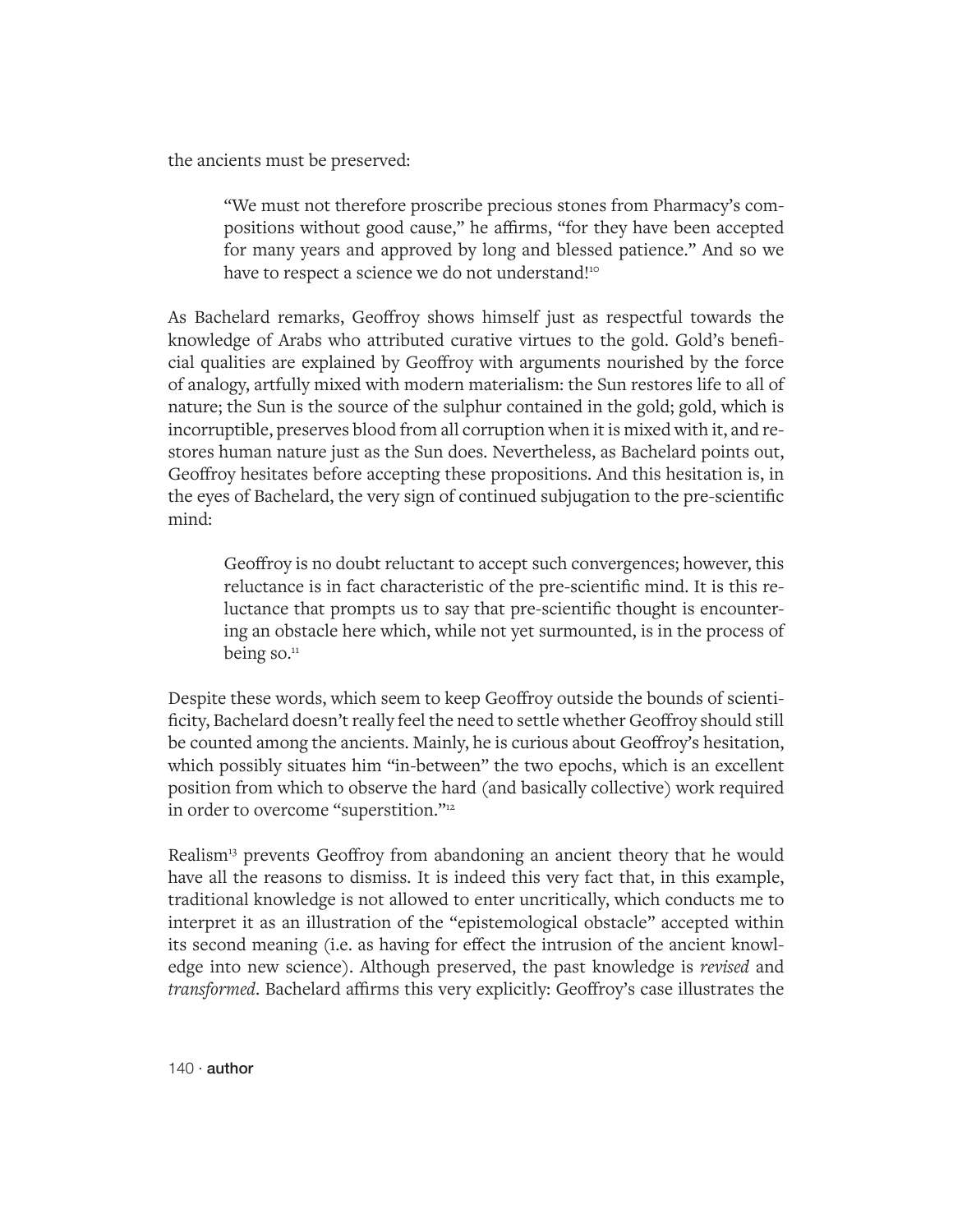the ancients must be preserved:

> "We must not therefore proscribe precious stones from Pharmacy's compositions without good cause," he affirms, "for they have been accepted for many years and approved by long and blessed patience." And so we have to respect a science we do not understand![10]

As Bachelard remarks, Geoffroy shows himself just as respectful towards the knowledge of Arabs who attributed curative virtues to the gold. Gold's beneficial qualities are explained by Geoffroy with arguments nourished by the force of analogy, artfully mixed with modern materialism: the Sun restores life to all of nature; the Sun is the source of the sulphur contained in the gold; gold, which is incorruptible, preserves blood from all corruption when it is mixed with it, and restores human nature just as the Sun does. Nevertheless, as Bachelard points out, Geoffroy hesitates before accepting these propositions. And this hesitation is, in the eyes of Bachelard, the very sign of continued subjugation to the pre-scientific mind:

> Geoffroy is no doubt reluctant to accept such convergences; however, this reluctance is in fact characteristic of the pre-scientific mind. It is this reluctance that prompts us to say that pre-scientific thought is encountering an obstacle here which, while not yet surmounted, is in the process of being so.[11]

Despite these words, which seem to keep Geoffroy outside the bounds of scientificity, Bachelard doesn't really feel the need to settle whether Geoffroy should still be counted among the ancients. Mainly, he is curious about Geoffroy's hesitation, which possibly situates him "in-between" the two epochs, which is an excellent position from which to observe the hard (and basically collective) work required in order to overcome "superstition."[12]

Realism[13] prevents Geoffroy from abandoning an ancient theory that he would have all the reasons to dismiss. It is indeed this very fact that, in this example, traditional knowledge is not allowed to enter uncritically, which conducts me to interpret it as an illustration of the "epistemological obstacle" accepted within its second meaning (i.e. as having for effect the intrusion of the ancient knowledge into new science). Although preserved, the past knowledge is *revised* and *transformed*. Bachelard affirms this very explicitly: Geoffroy's case illustrates the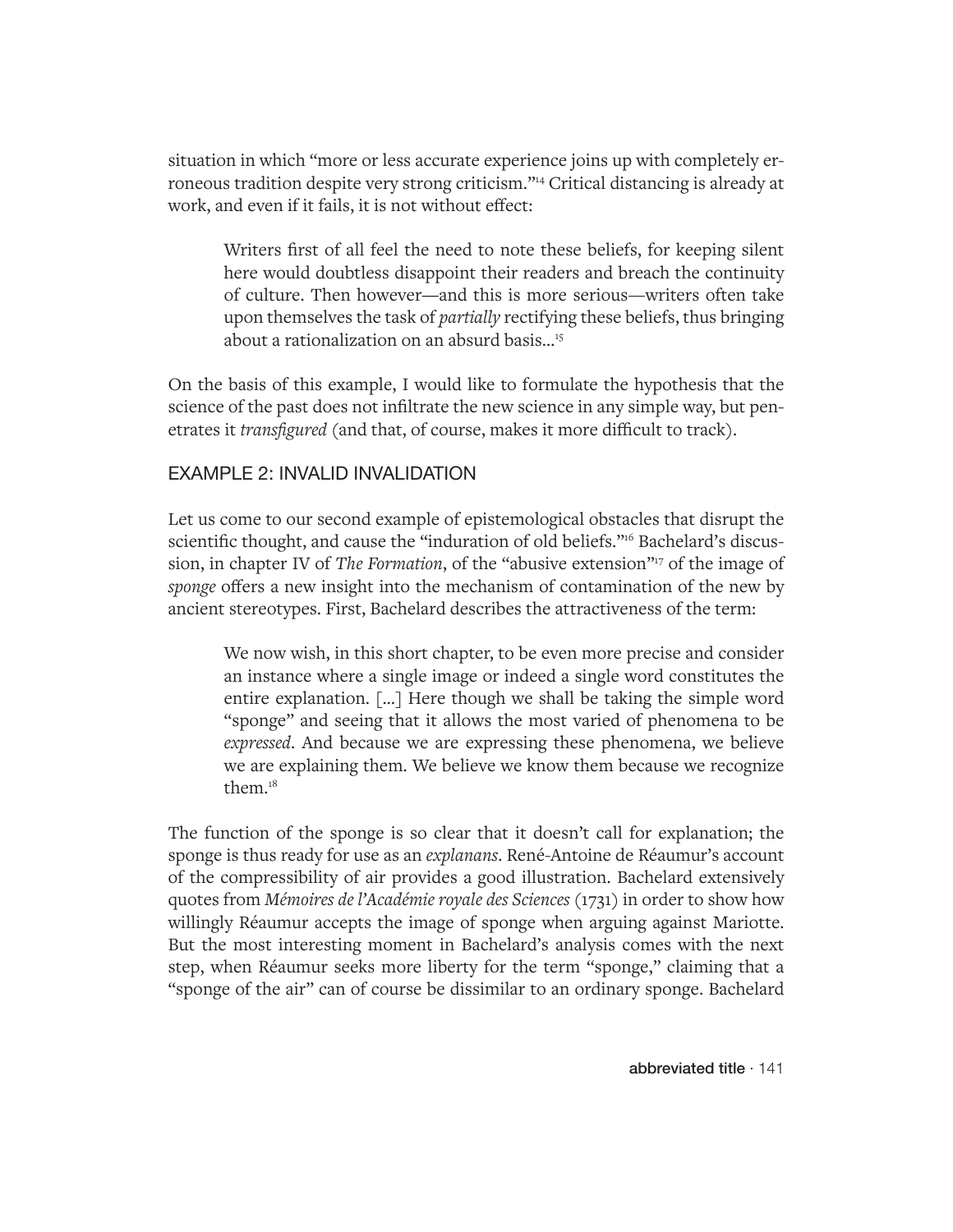situation in which "more or less accurate experience joins up with completely erroneous tradition despite very strong criticism."[14] Critical distancing is already at work, and even if it fails, it is not without effect:

> Writers first of all feel the need to note these beliefs, for keeping silent here would doubtless disappoint their readers and breach the continuity of culture. Then however—and this is more serious—writers often take upon themselves the task of *partially* rectifying these beliefs, thus bringing about a rationalization on an absurd basis...[15]

On the basis of this example, I would like to formulate the hypothesis that the science of the past does not infiltrate the new science in any simple way, but penetrates it *transfigured* (and that, of course, makes it more difficult to track).

## EXAMPLE 2: INVALID INVALIDATION

Let us come to our second example of epistemological obstacles that disrupt the scientific thought, and cause the "induration of old beliefs."[16] Bachelard's discussion, in chapter IV of *The Formation*, of the "abusive extension"[17] of the image of *sponge* offers a new insight into the mechanism of contamination of the new by ancient stereotypes. First, Bachelard describes the attractiveness of the term:

> We now wish, in this short chapter, to be even more precise and consider an instance where a single image or indeed a single word constitutes the entire explanation. [...] Here though we shall be taking the simple word "sponge" and seeing that it allows the most varied of phenomena to be *expressed*. And because we are expressing these phenomena, we believe we are explaining them. We believe we know them because we recognize them.[18]

The function of the sponge is so clear that it doesn't call for explanation; the sponge is thus ready for use as an *explanans*. René-Antoine de Réaumur's account of the compressibility of air provides a good illustration. Bachelard extensively quotes from *Mémoires de l'Académie royale des Sciences* (1731) in order to show how willingly Réaumur accepts the image of sponge when arguing against Mariotte. But the most interesting moment in Bachelard's analysis comes with the next step, when Réaumur seeks more liberty for the term "sponge," claiming that a "sponge of the air" can of course be dissimilar to an ordinary sponge. Bachelard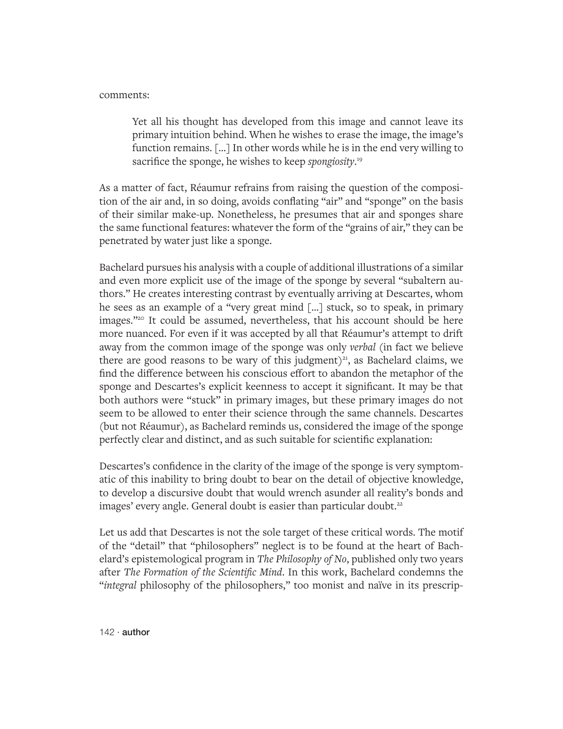comments:

> Yet all his thought has developed from this image and cannot leave its primary intuition behind. When he wishes to erase the image, the image's function remains. [...] In other words while he is in the end very willing to sacrifice the sponge, he wishes to keep *spongiosity*.[19]

As a matter of fact, Réaumur refrains from raising the question of the composition of the air and, in so doing, avoids conflating "air" and "sponge" on the basis of their similar make-up. Nonetheless, he presumes that air and sponges share the same functional features: whatever the form of the "grains of air," they can be penetrated by water just like a sponge.

Bachelard pursues his analysis with a couple of additional illustrations of a similar and even more explicit use of the image of the sponge by several "subaltern authors." He creates interesting contrast by eventually arriving at Descartes, whom he sees as an example of a "very great mind [...] stuck, so to speak, in primary images."[20] It could be assumed, nevertheless, that his account should be here more nuanced. For even if it was accepted by all that Réaumur's attempt to drift away from the common image of the sponge was only *verbal* (in fact we believe there are good reasons to be wary of this judgment)[21], as Bachelard claims, we find the difference between his conscious effort to abandon the metaphor of the sponge and Descartes's explicit keenness to accept it significant. It may be that both authors were "stuck" in primary images, but these primary images do not seem to be allowed to enter their science through the same channels. Descartes (but not Réaumur), as Bachelard reminds us, considered the image of the sponge perfectly clear and distinct, and as such suitable for scientific explanation:

Descartes's confidence in the clarity of the image of the sponge is very symptomatic of this inability to bring doubt to bear on the detail of objective knowledge, to develop a discursive doubt that would wrench asunder all reality's bonds and images' every angle. General doubt is easier than particular doubt.[22]

Let us add that Descartes is not the sole target of these critical words. The motif of the "detail" that "philosophers" neglect is to be found at the heart of Bachelard's epistemological program in *The Philosophy of No*, published only two years after *The Formation of the Scientific Mind*. In this work, Bachelard condemns the "*integral* philosophy of the philosophers," too monist and naïve in its prescrip-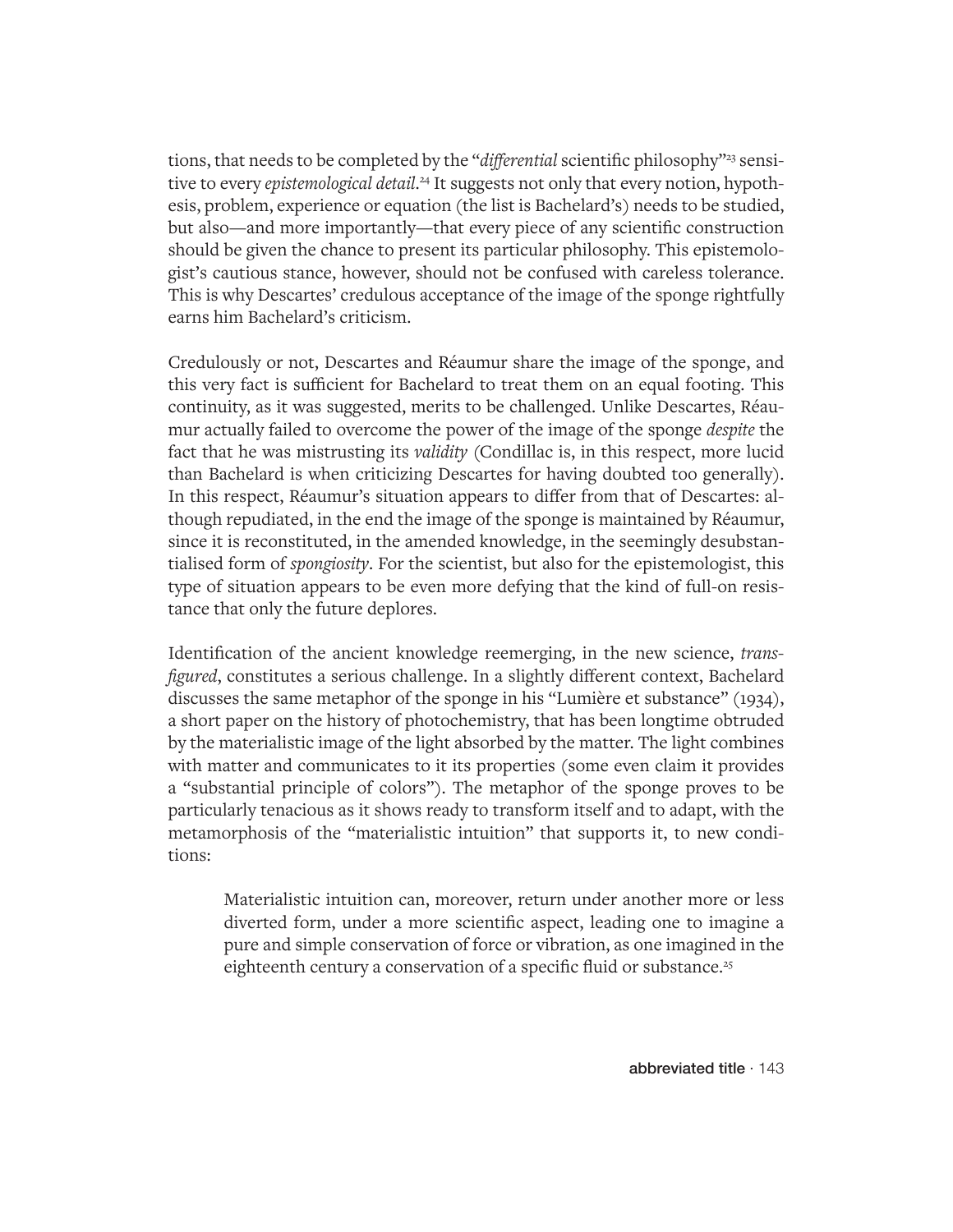tions, that needs to be completed by the "*differential* scientific philosophy"[23] sensitive to every *epistemological detail*.[24] It suggests not only that every notion, hypothesis, problem, experience or equation (the list is Bachelard's) needs to be studied, but also—and more importantly—that every piece of any scientific construction should be given the chance to present its particular philosophy. This epistemologist's cautious stance, however, should not be confused with careless tolerance. This is why Descartes' credulous acceptance of the image of the sponge rightfully earns him Bachelard's criticism.

Credulously or not, Descartes and Réaumur share the image of the sponge, and this very fact is sufficient for Bachelard to treat them on an equal footing. This continuity, as it was suggested, merits to be challenged. Unlike Descartes, Réaumur actually failed to overcome the power of the image of the sponge *despite* the fact that he was mistrusting its *validity* (Condillac is, in this respect, more lucid than Bachelard is when criticizing Descartes for having doubted too generally). In this respect, Réaumur's situation appears to differ from that of Descartes: although repudiated, in the end the image of the sponge is maintained by Réaumur, since it is reconstituted, in the amended knowledge, in the seemingly desubstantialised form of *spongiosity*. For the scientist, but also for the epistemologist, this type of situation appears to be even more defying that the kind of full-on resistance that only the future deplores.

Identification of the ancient knowledge reemerging, in the new science, *transfigured*, constitutes a serious challenge. In a slightly different context, Bachelard discusses the same metaphor of the sponge in his "Lumière et substance" (1934), a short paper on the history of photochemistry, that has been longtime obtruded by the materialistic image of the light absorbed by the matter. The light combines with matter and communicates to it its properties (some even claim it provides a "substantial principle of colors"). The metaphor of the sponge proves to be particularly tenacious as it shows ready to transform itself and to adapt, with the metamorphosis of the "materialistic intuition" that supports it, to new conditions:

> Materialistic intuition can, moreover, return under another more or less diverted form, under a more scientific aspect, leading one to imagine a pure and simple conservation of force or vibration, as one imagined in the eighteenth century a conservation of a specific fluid or substance.[25]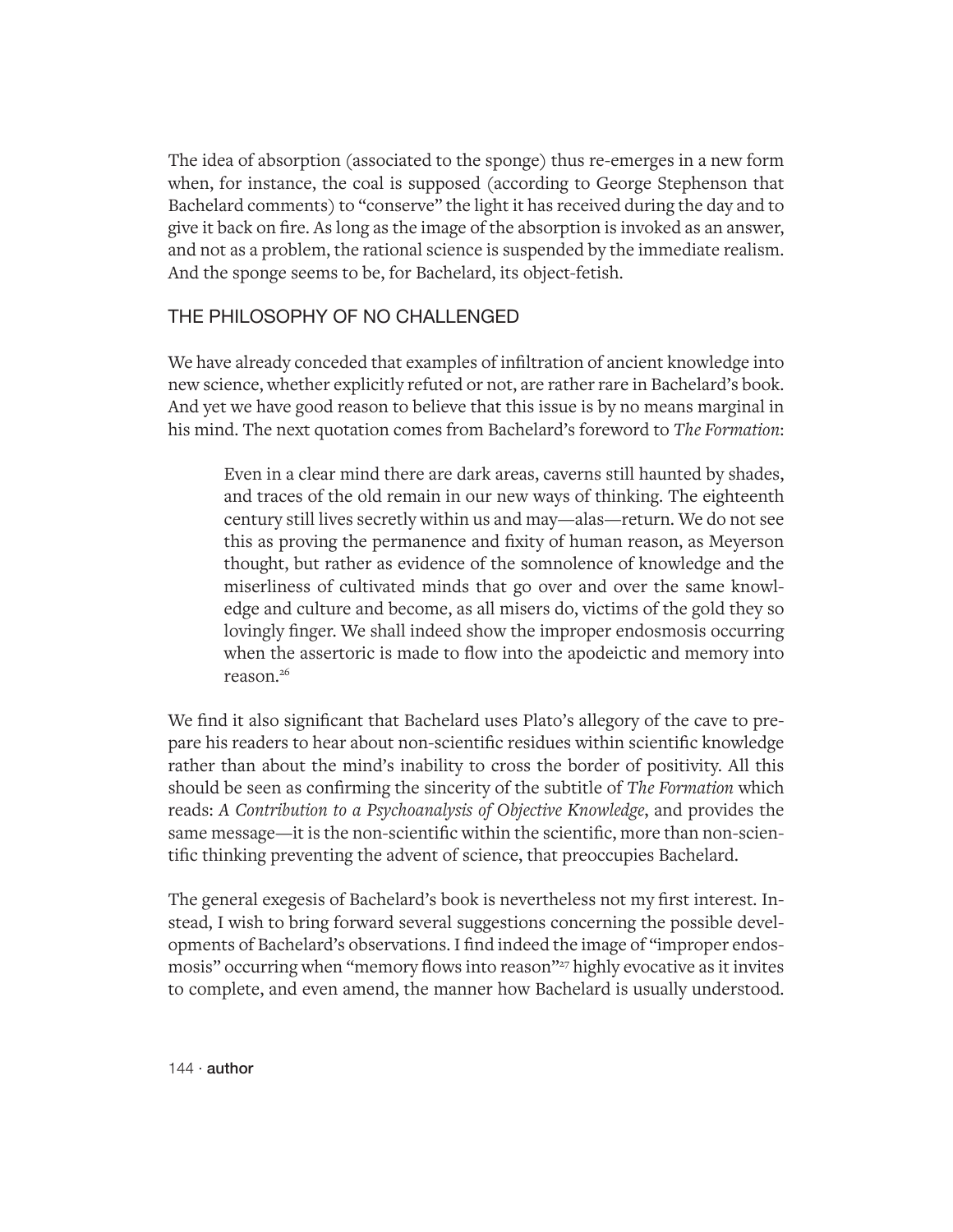The idea of absorption (associated to the sponge) thus re-emerges in a new form when, for instance, the coal is supposed (according to George Stephenson that Bachelard comments) to "conserve" the light it has received during the day and to give it back on fire. As long as the image of the absorption is invoked as an answer, and not as a problem, the rational science is suspended by the immediate realism. And the sponge seems to be, for Bachelard, its object-fetish.

## THE PHILOSOPHY OF NO CHALLENGED

We have already conceded that examples of infiltration of ancient knowledge into new science, whether explicitly refuted or not, are rather rare in Bachelard's book. And yet we have good reason to believe that this issue is by no means marginal in his mind. The next quotation comes from Bachelard's foreword to *The Formation*:

> Even in a clear mind there are dark areas, caverns still haunted by shades, and traces of the old remain in our new ways of thinking. The eighteenth century still lives secretly within us and may—alas—return. We do not see this as proving the permanence and fixity of human reason, as Meyerson thought, but rather as evidence of the somnolence of knowledge and the miserliness of cultivated minds that go over and over the same knowledge and culture and become, as all misers do, victims of the gold they so lovingly finger. We shall indeed show the improper endosmosis occurring when the assertoric is made to flow into the apodeictic and memory into reason.[26]

We find it also significant that Bachelard uses Plato's allegory of the cave to prepare his readers to hear about non-scientific residues within scientific knowledge rather than about the mind's inability to cross the border of positivity. All this should be seen as confirming the sincerity of the subtitle of *The Formation* which reads: *A Contribution to a Psychoanalysis of Objective Knowledge*, and provides the same message—it is the non-scientific within the scientific, more than non-scientific thinking preventing the advent of science, that preoccupies Bachelard.

The general exegesis of Bachelard's book is nevertheless not my first interest. Instead, I wish to bring forward several suggestions concerning the possible developments of Bachelard's observations. I find indeed the image of "improper endosmosis" occurring when "memory flows into reason"[27] highly evocative as it invites to complete, and even amend, the manner how Bachelard is usually understood.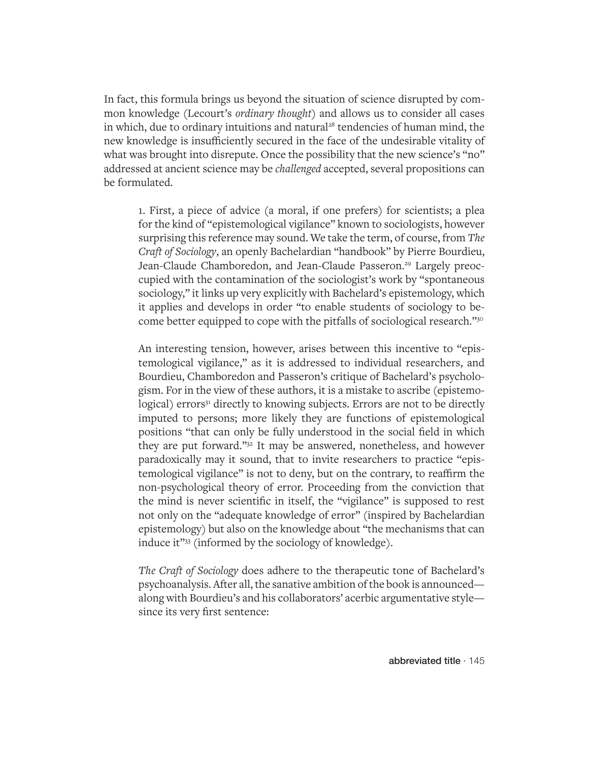In fact, this formula brings us beyond the situation of science disrupted by common knowledge (Lecourt's *ordinary thought*) and allows us to consider all cases in which, due to ordinary intuitions and natural[28] tendencies of human mind, the new knowledge is insufficiently secured in the face of the undesirable vitality of what was brought into disrepute. Once the possibility that the new science's "no" addressed at ancient science may be *challenged* accepted, several propositions can be formulated.

> 1. First, a piece of advice (a moral, if one prefers) for scientists; a plea for the kind of "epistemological vigilance" known to sociologists, however surprising this reference may sound. We take the term, of course, from *The Craft of Sociology*, an openly Bachelardian "handbook" by Pierre Bourdieu, Jean-Claude Chamboredon, and Jean-Claude Passeron.[29] Largely preoccupied with the contamination of the sociologist's work by "spontaneous sociology," it links up very explicitly with Bachelard's epistemology, which it applies and develops in order "to enable students of sociology to become better equipped to cope with the pitfalls of sociological research."[30]
>
> An interesting tension, however, arises between this incentive to "epistemological vigilance," as it is addressed to individual researchers, and Bourdieu, Chamboredon and Passeron's critique of Bachelard's psychologism. For in the view of these authors, it is a mistake to ascribe (epistemological) errors[31] directly to knowing subjects. Errors are not to be directly imputed to persons; more likely they are functions of epistemological positions "that can only be fully understood in the social field in which they are put forward."[32] It may be answered, nonetheless, and however paradoxically may it sound, that to invite researchers to practice "epistemological vigilance" is not to deny, but on the contrary, to reaffirm the non-psychological theory of error. Proceeding from the conviction that the mind is never scientific in itself, the "vigilance" is supposed to rest not only on the "adequate knowledge of error" (inspired by Bachelardian epistemology) but also on the knowledge about "the mechanisms that can induce it"[33] (informed by the sociology of knowledge).
>
> *The Craft of Sociology* does adhere to the therapeutic tone of Bachelard's psychoanalysis. After all, the sanative ambition of the book is announced—along with Bourdieu's and his collaborators' acerbic argumentative style—since its very first sentence: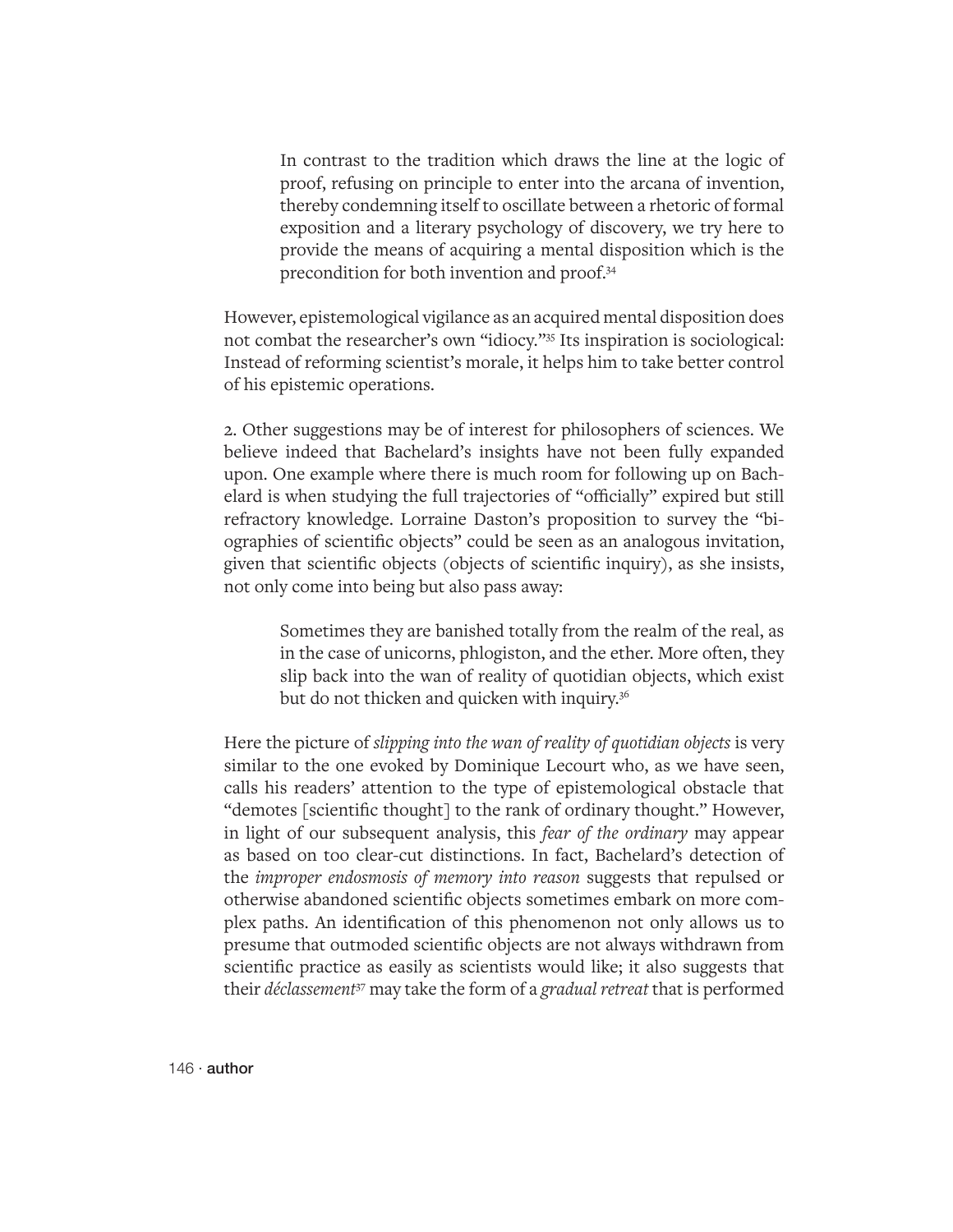> In contrast to the tradition which draws the line at the logic of proof, refusing on principle to enter into the arcana of invention, thereby condemning itself to oscillate between a rhetoric of formal exposition and a literary psychology of discovery, we try here to provide the means of acquiring a mental disposition which is the precondition for both invention and proof.[34]

However, epistemological vigilance as an acquired mental disposition does not combat the researcher's own "idiocy."[35] Its inspiration is sociological: Instead of reforming scientist's morale, it helps him to take better control of his epistemic operations.

2. Other suggestions may be of interest for philosophers of sciences. We believe indeed that Bachelard's insights have not been fully expanded upon. One example where there is much room for following up on Bachelard is when studying the full trajectories of "officially" expired but still refractory knowledge. Lorraine Daston's proposition to survey the "biographies of scientific objects" could be seen as an analogous invitation, given that scientific objects (objects of scientific inquiry), as she insists, not only come into being but also pass away:

> Sometimes they are banished totally from the realm of the real, as in the case of unicorns, phlogiston, and the ether. More often, they slip back into the wan of reality of quotidian objects, which exist but do not thicken and quicken with inquiry.[36]

Here the picture of *slipping into the wan of reality of quotidian objects* is very similar to the one evoked by Dominique Lecourt who, as we have seen, calls his readers' attention to the type of epistemological obstacle that "demotes [scientific thought] to the rank of ordinary thought." However, in light of our subsequent analysis, this *fear of the ordinary* may appear as based on too clear-cut distinctions. In fact, Bachelard's detection of the *improper endosmosis of memory into reason* suggests that repulsed or otherwise abandoned scientific objects sometimes embark on more complex paths. An identification of this phenomenon not only allows us to presume that outmoded scientific objects are not always withdrawn from scientific practice as easily as scientists would like; it also suggests that their *déclassement*[37] may take the form of a *gradual retreat* that is performed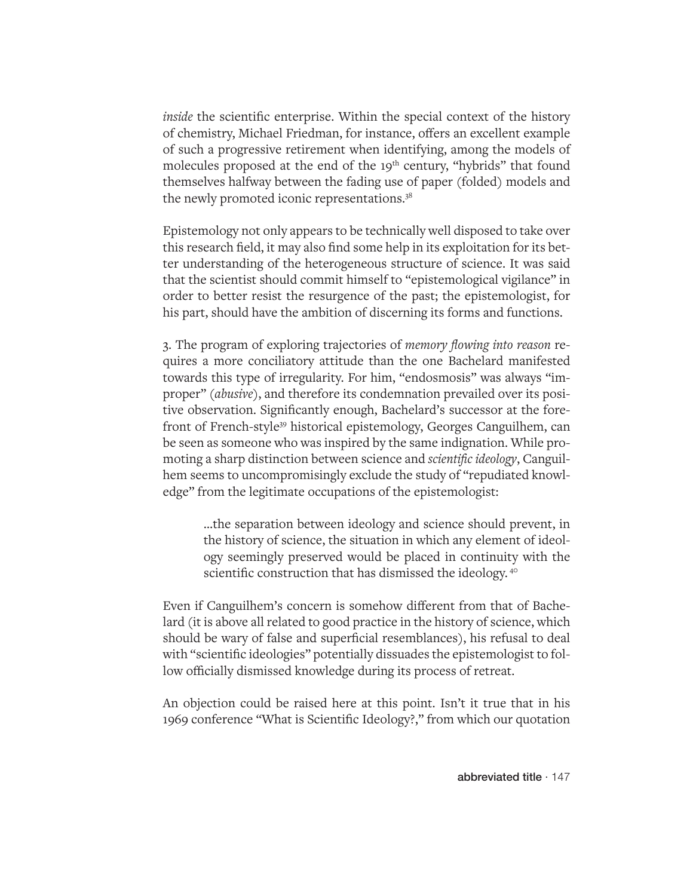*inside* the scientific enterprise. Within the special context of the history of chemistry, Michael Friedman, for instance, offers an excellent example of such a progressive retirement when identifying, among the models of molecules proposed at the end of the 19th century, "hybrids" that found themselves halfway between the fading use of paper (folded) models and the newly promoted iconic representations.[38]

Epistemology not only appears to be technically well disposed to take over this research field, it may also find some help in its exploitation for its better understanding of the heterogeneous structure of science. It was said that the scientist should commit himself to "epistemological vigilance" in order to better resist the resurgence of the past; the epistemologist, for his part, should have the ambition of discerning its forms and functions.

3. The program of exploring trajectories of *memory flowing into reason* requires a more conciliatory attitude than the one Bachelard manifested towards this type of irregularity. For him, "endosmosis" was always "improper" (*abusive*), and therefore its condemnation prevailed over its positive observation. Significantly enough, Bachelard's successor at the forefront of French-style[39] historical epistemology, Georges Canguilhem, can be seen as someone who was inspired by the same indignation. While promoting a sharp distinction between science and *scientific ideology*, Canguilhem seems to uncompromisingly exclude the study of "repudiated knowledge" from the legitimate occupations of the epistemologist:

> ...the separation between ideology and science should prevent, in the history of science, the situation in which any element of ideology seemingly preserved would be placed in continuity with the scientific construction that has dismissed the ideology.[40]

Even if Canguilhem's concern is somehow different from that of Bachelard (it is above all related to good practice in the history of science, which should be wary of false and superficial resemblances), his refusal to deal with "scientific ideologies" potentially dissuades the epistemologist to follow officially dismissed knowledge during its process of retreat.

An objection could be raised here at this point. Isn't it true that in his 1969 conference "What is Scientific Ideology?," from which our quotation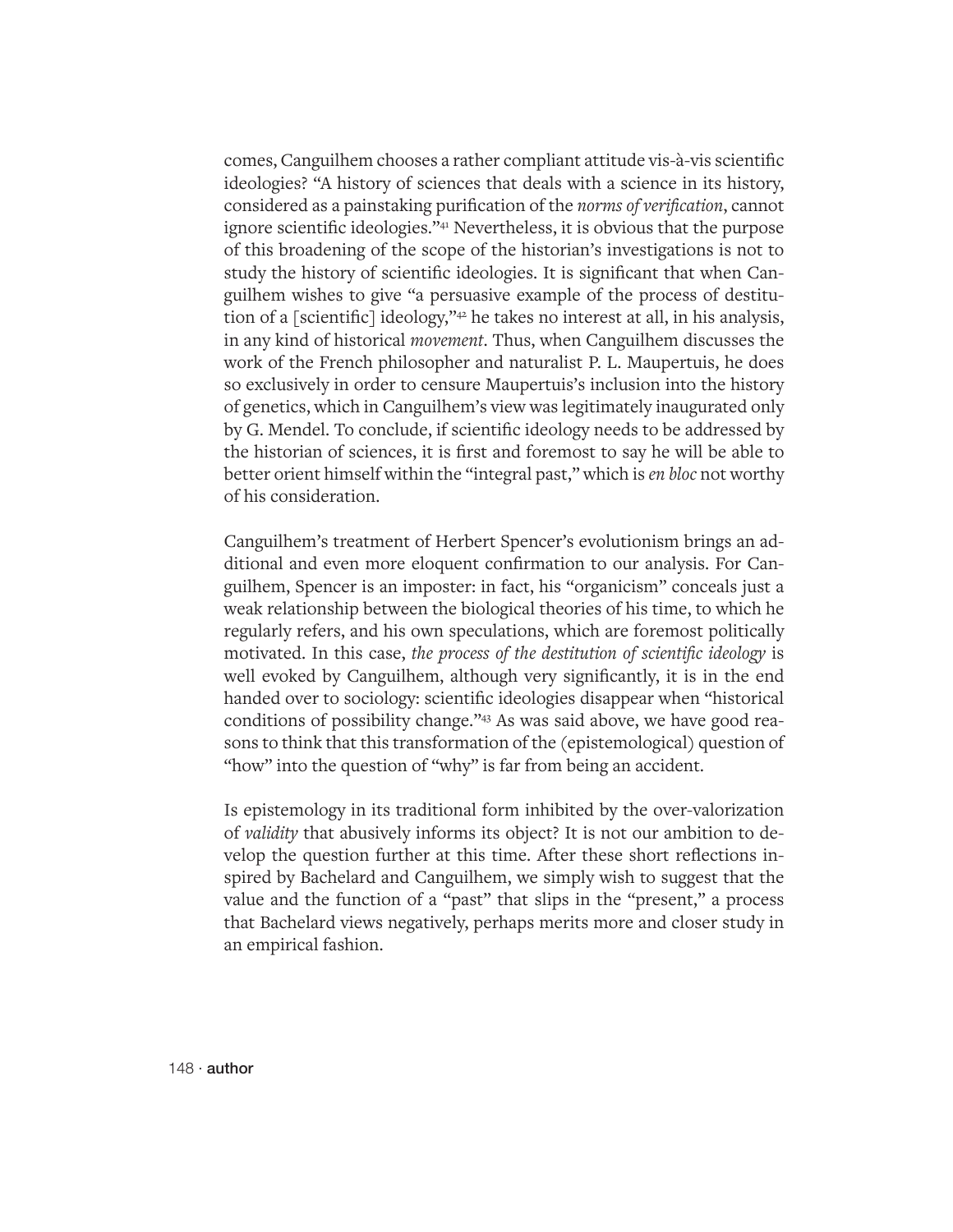comes, Canguilhem chooses a rather compliant attitude vis-à-vis scientific ideologies? "A history of sciences that deals with a science in its history, considered as a painstaking purification of the *norms of verification*, cannot ignore scientific ideologies."[41] Nevertheless, it is obvious that the purpose of this broadening of the scope of the historian's investigations is not to study the history of scientific ideologies. It is significant that when Canguilhem wishes to give "a persuasive example of the process of destitution of a [scientific] ideology,"[42] he takes no interest at all, in his analysis, in any kind of historical *movement*. Thus, when Canguilhem discusses the work of the French philosopher and naturalist P. L. Maupertuis, he does so exclusively in order to censure Maupertuis's inclusion into the history of genetics, which in Canguilhem's view was legitimately inaugurated only by G. Mendel. To conclude, if scientific ideology needs to be addressed by the historian of sciences, it is first and foremost to say he will be able to better orient himself within the "integral past," which is *en bloc* not worthy of his consideration.

Canguilhem's treatment of Herbert Spencer's evolutionism brings an additional and even more eloquent confirmation to our analysis. For Canguilhem, Spencer is an imposter: in fact, his "organicism" conceals just a weak relationship between the biological theories of his time, to which he regularly refers, and his own speculations, which are foremost politically motivated. In this case, *the process of the destitution of scientific ideology* is well evoked by Canguilhem, although very significantly, it is in the end handed over to sociology: scientific ideologies disappear when "historical conditions of possibility change."[43] As was said above, we have good reasons to think that this transformation of the (epistemological) question of "how" into the question of "why" is far from being an accident.

Is epistemology in its traditional form inhibited by the over-valorization of *validity* that abusively informs its object? It is not our ambition to develop the question further at this time. After these short reflections inspired by Bachelard and Canguilhem, we simply wish to suggest that the value and the function of a "past" that slips in the "present," a process that Bachelard views negatively, perhaps merits more and closer study in an empirical fashion.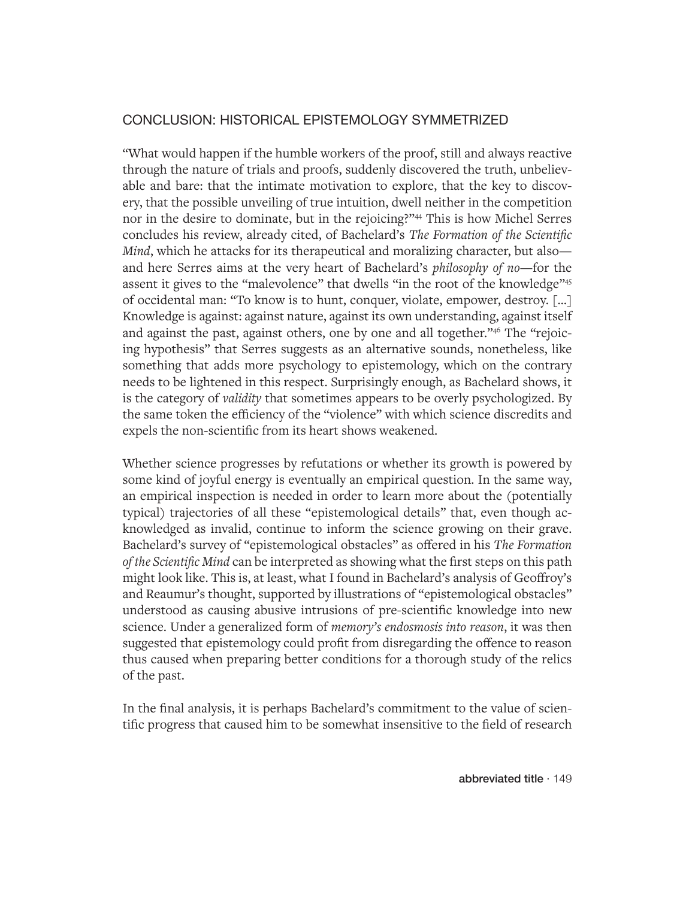## CONCLUSION: HISTORICAL EPISTEMOLOGY SYMMETRIZED

"What would happen if the humble workers of the proof, still and always reactive through the nature of trials and proofs, suddenly discovered the truth, unbelievable and bare: that the intimate motivation to explore, that the key to discovery, that the possible unveiling of true intuition, dwell neither in the competition nor in the desire to dominate, but in the rejoicing?"[44] This is how Michel Serres concludes his review, already cited, of Bachelard's *The Formation of the Scientific Mind*, which he attacks for its therapeutical and moralizing character, but also—and here Serres aims at the very heart of Bachelard's *philosophy of no*—for the assent it gives to the "malevolence" that dwells "in the root of the knowledge"[45] of occidental man: "To know is to hunt, conquer, violate, empower, destroy. [...] Knowledge is against: against nature, against its own understanding, against itself and against the past, against others, one by one and all together."[46] The "rejoicing hypothesis" that Serres suggests as an alternative sounds, nonetheless, like something that adds more psychology to epistemology, which on the contrary needs to be lightened in this respect. Surprisingly enough, as Bachelard shows, it is the category of *validity* that sometimes appears to be overly psychologized. By the same token the efficiency of the "violence" with which science discredits and expels the non-scientific from its heart shows weakened.

Whether science progresses by refutations or whether its growth is powered by some kind of joyful energy is eventually an empirical question. In the same way, an empirical inspection is needed in order to learn more about the (potentially typical) trajectories of all these "epistemological details" that, even though acknowledged as invalid, continue to inform the science growing on their grave. Bachelard's survey of "epistemological obstacles" as offered in his *The Formation of the Scientific Mind* can be interpreted as showing what the first steps on this path might look like. This is, at least, what I found in Bachelard's analysis of Geoffroy's and Reaumur's thought, supported by illustrations of "epistemological obstacles" understood as causing abusive intrusions of pre-scientific knowledge into new science. Under a generalized form of *memory's endosmosis into reason*, it was then suggested that epistemology could profit from disregarding the offence to reason thus caused when preparing better conditions for a thorough study of the relics of the past.

In the final analysis, it is perhaps Bachelard's commitment to the value of scientific progress that caused him to be somewhat insensitive to the field of research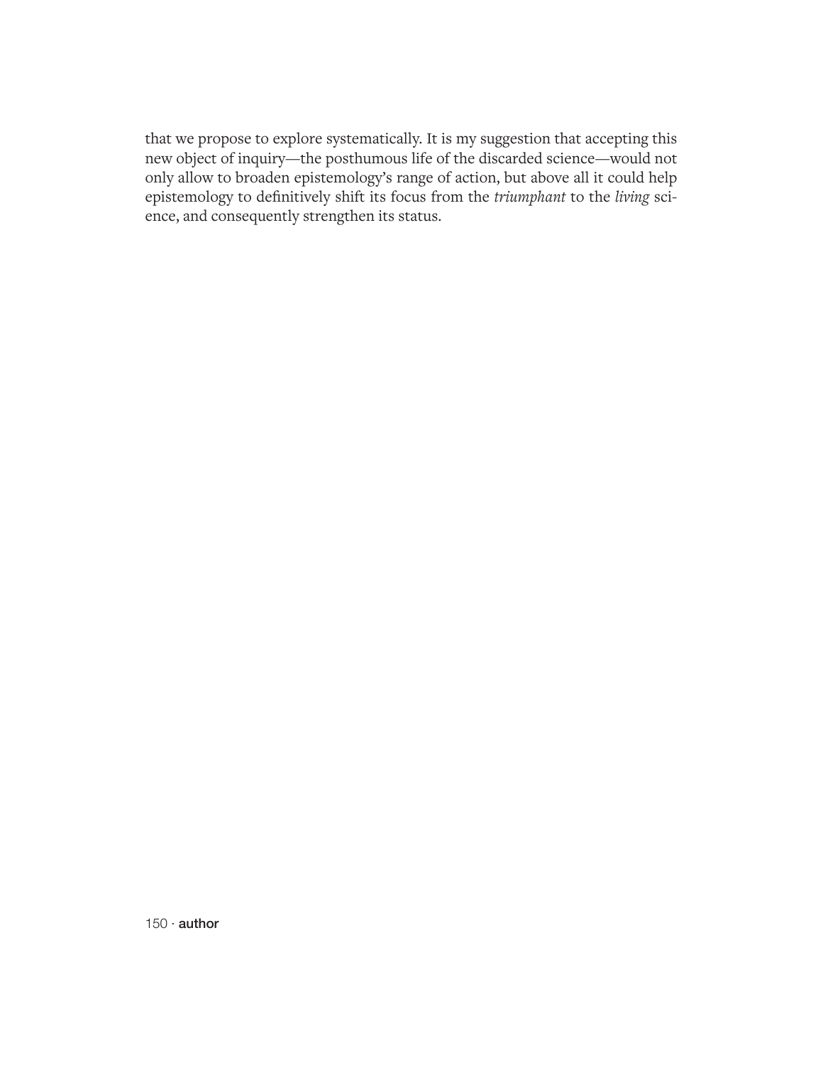that we propose to explore systematically. It is my suggestion that accepting this new object of inquiry—the posthumous life of the discarded science—would not only allow to broaden epistemology's range of action, but above all it could help epistemology to definitively shift its focus from the *triumphant* to the *living* science, and consequently strengthen its status.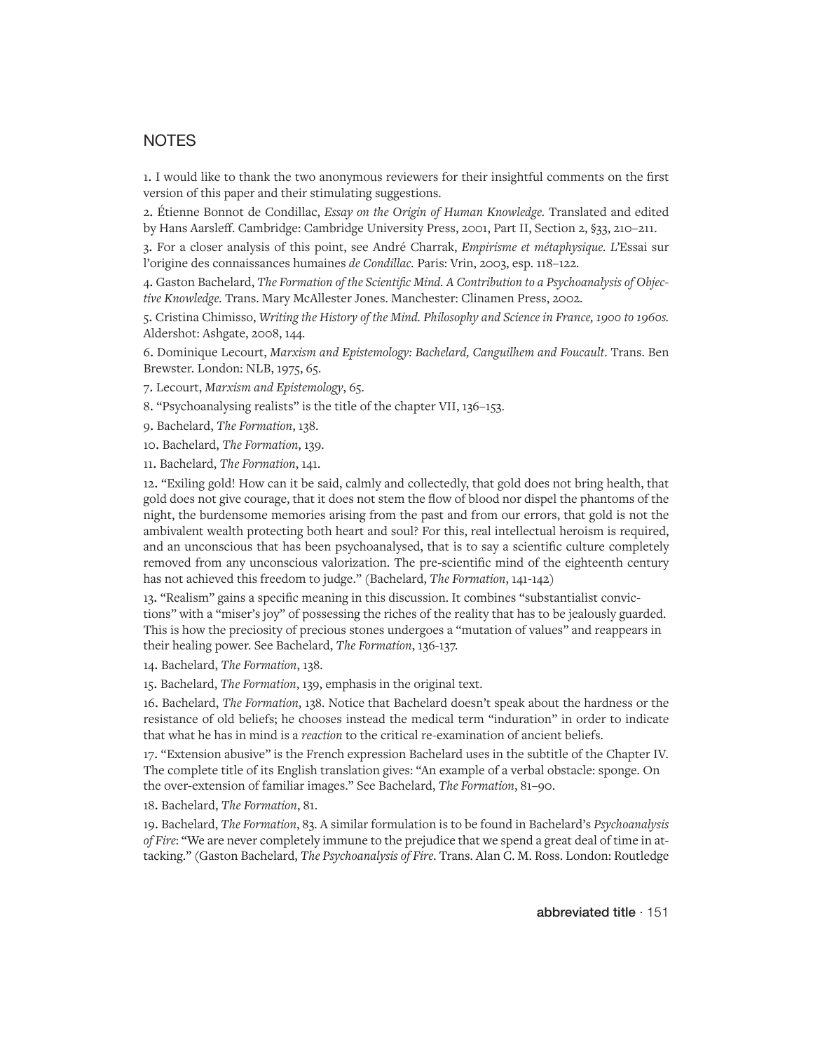## NOTES

1. I would like to thank the two anonymous reviewers for their insightful comments on the first version of this paper and their stimulating suggestions.

2. Étienne Bonnot de Condillac, *Essay on the Origin of Human Knowledge.* Translated and edited by Hans Aarsleff. Cambridge: Cambridge University Press, 2001, Part II, Section 2, §33, 210–211.

3. For a closer analysis of this point, see André Charrak, *Empirisme et métaphysique. L'*Essai sur l'origine des connaissances humaines *de Condillac.* Paris: Vrin, 2003, esp. 118–122.

4. Gaston Bachelard, *The Formation of the Scientific Mind. A Contribution to a Psychoanalysis of Objective Knowledge.* Trans. Mary McAllester Jones. Manchester: Clinamen Press, 2002.

5. Cristina Chimisso, *Writing the History of the Mind. Philosophy and Science in France, 1900 to 1960s.* Aldershot: Ashgate, 2008, 144.

6. Dominique Lecourt, *Marxism and Epistemology: Bachelard, Canguilhem and Foucault*. Trans. Ben Brewster. London: NLB, 1975, 65.

7. Lecourt, *Marxism and Epistemology*, 65.

8. "Psychoanalysing realists" is the title of the chapter VII, 136–153.

9. Bachelard, *The Formation*, 138.

10. Bachelard, *The Formation*, 139.

11. Bachelard, *The Formation*, 141.

12. "Exiling gold! How can it be said, calmly and collectedly, that gold does not bring health, that gold does not give courage, that it does not stem the flow of blood nor dispel the phantoms of the night, the burdensome memories arising from the past and from our errors, that gold is not the ambivalent wealth protecting both heart and soul? For this, real intellectual heroism is required, and an unconscious that has been psychoanalysed, that is to say a scientific culture completely removed from any unconscious valorization. The pre-scientific mind of the eighteenth century has not achieved this freedom to judge." (Bachelard, *The Formation*, 141-142)

13. "Realism" gains a specific meaning in this discussion. It combines "substantialist convictions" with a "miser's joy" of possessing the riches of the reality that has to be jealously guarded. This is how the preciosity of precious stones undergoes a "mutation of values" and reappears in their healing power. See Bachelard, *The Formation*, 136-137.

14. Bachelard, *The Formation*, 138.

15. Bachelard, *The Formation*, 139, emphasis in the original text.

16. Bachelard, *The Formation*, 138. Notice that Bachelard doesn't speak about the hardness or the resistance of old beliefs; he chooses instead the medical term "induration" in order to indicate that what he has in mind is a *reaction* to the critical re-examination of ancient beliefs.

17. "Extension abusive" is the French expression Bachelard uses in the subtitle of the Chapter IV. The complete title of its English translation gives: "An example of a verbal obstacle: sponge. On the over-extension of familiar images." See Bachelard, *The Formation*, 81–90.

18. Bachelard, *The Formation*, 81.

19. Bachelard, *The Formation*, 83. A similar formulation is to be found in Bachelard's *Psychoanalysis of Fire*: "We are never completely immune to the prejudice that we spend a great deal of time in attacking." (Gaston Bachelard, *The Psychoanalysis of Fire*. Trans. Alan C. M. Ross. London: Routledge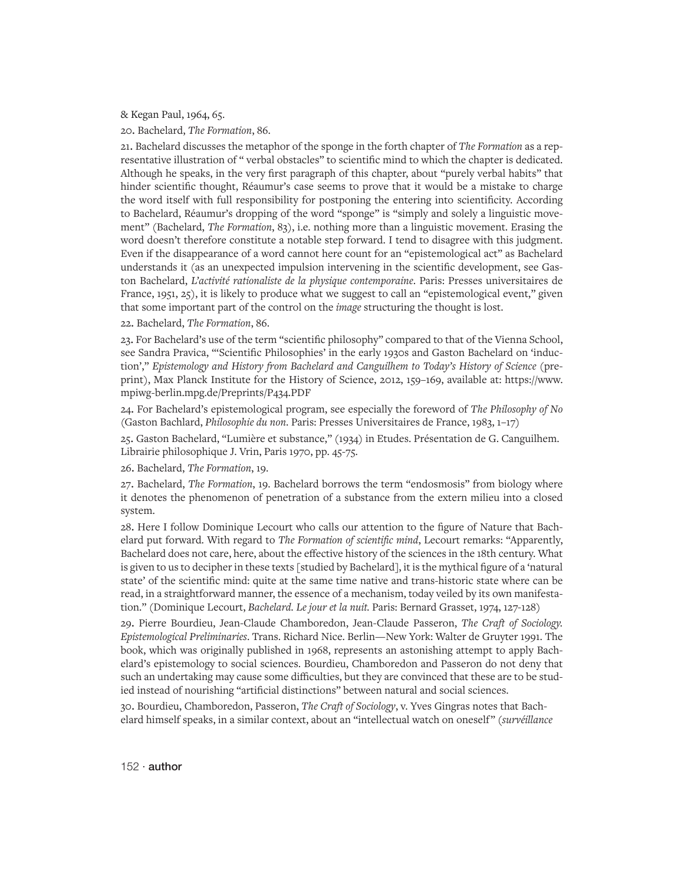& Kegan Paul, 1964, 65.

20. Bachelard, *The Formation*, 86.

21. Bachelard discusses the metaphor of the sponge in the forth chapter of *The Formation* as a representative illustration of " verbal obstacles" to scientific mind to which the chapter is dedicated. Although he speaks, in the very first paragraph of this chapter, about "purely verbal habits" that hinder scientific thought, Réaumur's case seems to prove that it would be a mistake to charge the word itself with full responsibility for postponing the entering into scientificity. According to Bachelard, Réaumur's dropping of the word "sponge" is "simply and solely a linguistic movement" (Bachelard, *The Formation*, 83), i.e. nothing more than a linguistic movement. Erasing the word doesn't therefore constitute a notable step forward. I tend to disagree with this judgment. Even if the disappearance of a word cannot here count for an "epistemological act" as Bachelard understands it (as an unexpected impulsion intervening in the scientific development, see Gaston Bachelard, *L'activité rationaliste de la physique contemporaine*. Paris: Presses universitaires de France, 1951, 25), it is likely to produce what we suggest to call an "epistemological event," given that some important part of the control on the *image* structuring the thought is lost.

22. Bachelard, *The Formation*, 86.

23. For Bachelard's use of the term "scientific philosophy" compared to that of the Vienna School, see Sandra Pravica, "'Scientific Philosophies' in the early 1930s and Gaston Bachelard on 'induction'," *Epistemology and History from Bachelard and Canguilhem to Today's History of Science* (preprint), Max Planck Institute for the History of Science, 2012, 159–169, available at: https://www.mpiwg-berlin.mpg.de/Preprints/P434.PDF

24. For Bachelard's epistemological program, see especially the foreword of *The Philosophy of No* (Gaston Bachlard, *Philosophie du non*. Paris: Presses Universitaires de France, 1983, 1–17)

25. Gaston Bachelard, "Lumière et substance," (1934) in Etudes. Présentation de G. Canguilhem. Librairie philosophique J. Vrin, Paris 1970, pp. 45-75.

26. Bachelard, *The Formation*, 19.

27. Bachelard, *The Formation*, 19. Bachelard borrows the term "endosmosis" from biology where it denotes the phenomenon of penetration of a substance from the extern milieu into a closed system.

28. Here I follow Dominique Lecourt who calls our attention to the figure of Nature that Bachelard put forward. With regard to *The Formation of scientific mind*, Lecourt remarks: "Apparently, Bachelard does not care, here, about the effective history of the sciences in the 18th century. What is given to us to decipher in these texts [studied by Bachelard], it is the mythical figure of a 'natural state' of the scientific mind: quite at the same time native and trans-historic state where can be read, in a straightforward manner, the essence of a mechanism, today veiled by its own manifestation." (Dominique Lecourt, *Bachelard. Le jour et la nuit.* Paris: Bernard Grasset, 1974, 127-128)

29. Pierre Bourdieu, Jean-Claude Chamboredon, Jean-Claude Passeron, *The Craft of Sociology. Epistemological Preliminaries*. Trans. Richard Nice. Berlin—New York: Walter de Gruyter 1991. The book, which was originally published in 1968, represents an astonishing attempt to apply Bachelard's epistemology to social sciences. Bourdieu, Chamboredon and Passeron do not deny that such an undertaking may cause some difficulties, but they are convinced that these are to be studied instead of nourishing "artificial distinctions" between natural and social sciences.

30. Bourdieu, Chamboredon, Passeron, *The Craft of Sociology*, v. Yves Gingras notes that Bachelard himself speaks, in a similar context, about an "intellectual watch on oneself" (*surveillance*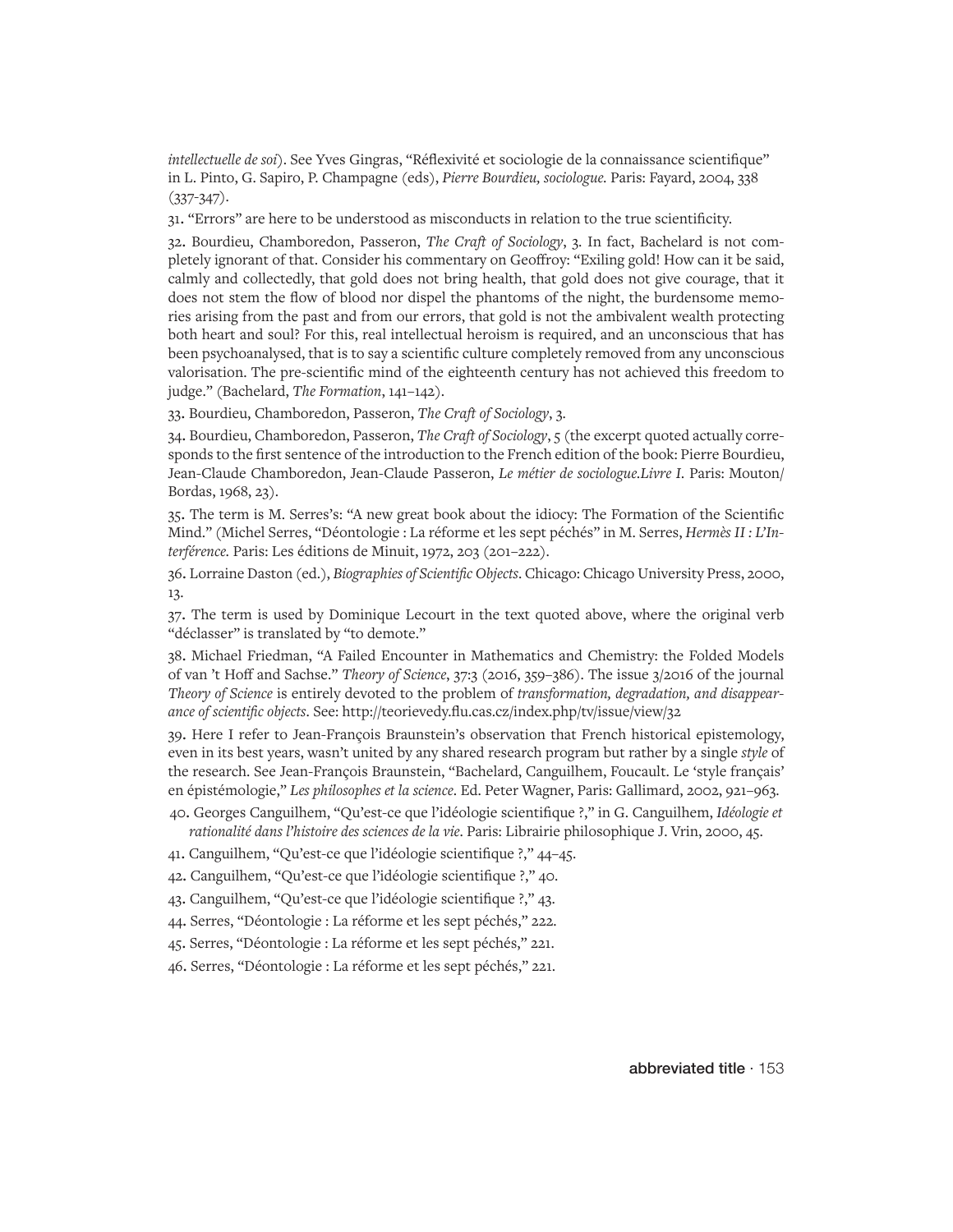*intellectuelle de soi*). See Yves Gingras, "Réflexivité et sociologie de la connaissance scientifique" in L. Pinto, G. Sapiro, P. Champagne (eds), *Pierre Bourdieu, sociologue.* Paris: Fayard, 2004, 338 (337-347).

31. "Errors" are here to be understood as misconducts in relation to the true scientificity.

32. Bourdieu, Chamboredon, Passeron, *The Craft of Sociology*, 3. In fact, Bachelard is not completely ignorant of that. Consider his commentary on Geoffroy: "Exiling gold! How can it be said, calmly and collectedly, that gold does not bring health, that gold does not give courage, that it does not stem the flow of blood nor dispel the phantoms of the night, the burdensome memories arising from the past and from our errors, that gold is not the ambivalent wealth protecting both heart and soul? For this, real intellectual heroism is required, and an unconscious that has been psychoanalysed, that is to say a scientific culture completely removed from any unconscious valorisation. The pre-scientific mind of the eighteenth century has not achieved this freedom to judge." (Bachelard, *The Formation*, 141–142).

33. Bourdieu, Chamboredon, Passeron, *The Craft of Sociology*, 3.

34. Bourdieu, Chamboredon, Passeron, *The Craft of Sociology*, 5 (the excerpt quoted actually corresponds to the first sentence of the introduction to the French edition of the book: Pierre Bourdieu, Jean-Claude Chamboredon, Jean-Claude Passeron, *Le métier de sociologue.Livre I.* Paris: Mouton/Bordas, 1968, 23).

35. The term is M. Serres's: "A new great book about the idiocy: The Formation of the Scientific Mind." (Michel Serres, "Déontologie : La réforme et les sept péchés" in M. Serres, *Hermès II : L'Interférence.* Paris: Les éditions de Minuit, 1972, 203 (201–222).

36. Lorraine Daston (ed.), *Biographies of Scientific Objects*. Chicago: Chicago University Press, 2000, 13.

37. The term is used by Dominique Lecourt in the text quoted above, where the original verb "déclasser" is translated by "to demote."

38. Michael Friedman, "A Failed Encounter in Mathematics and Chemistry: the Folded Models of van 't Hoff and Sachse." *Theory of Science*, 37:3 (2016, 359–386). The issue 3/2016 of the journal *Theory of Science* is entirely devoted to the problem of *transformation, degradation, and disappearance of scientific objects*. See: http://teorievedy.flu.cas.cz/index.php/tv/issue/view/32

39. Here I refer to Jean-François Braunstein's observation that French historical epistemology, even in its best years, wasn't united by any shared research program but rather by a single *style* of the research. See Jean-François Braunstein, "Bachelard, Canguilhem, Foucault. Le 'style français' en épistémologie," *Les philosophes et la science*. Ed. Peter Wagner, Paris: Gallimard, 2002, 921–963.

40. Georges Canguilhem, "Qu'est-ce que l'idéologie scientifique ?," in G. Canguilhem, *Idéologie et rationalité dans l'histoire des sciences de la vie*. Paris: Librairie philosophique J. Vrin, 2000, 45.

41. Canguilhem, "Qu'est-ce que l'idéologie scientifique ?," 44–45.

42. Canguilhem, "Qu'est-ce que l'idéologie scientifique ?," 40.

43. Canguilhem, "Qu'est-ce que l'idéologie scientifique ?," 43.

44. Serres, "Déontologie : La réforme et les sept péchés," 222.

45. Serres, "Déontologie : La réforme et les sept péchés," 221.

46. Serres, "Déontologie : La réforme et les sept péchés," 221.